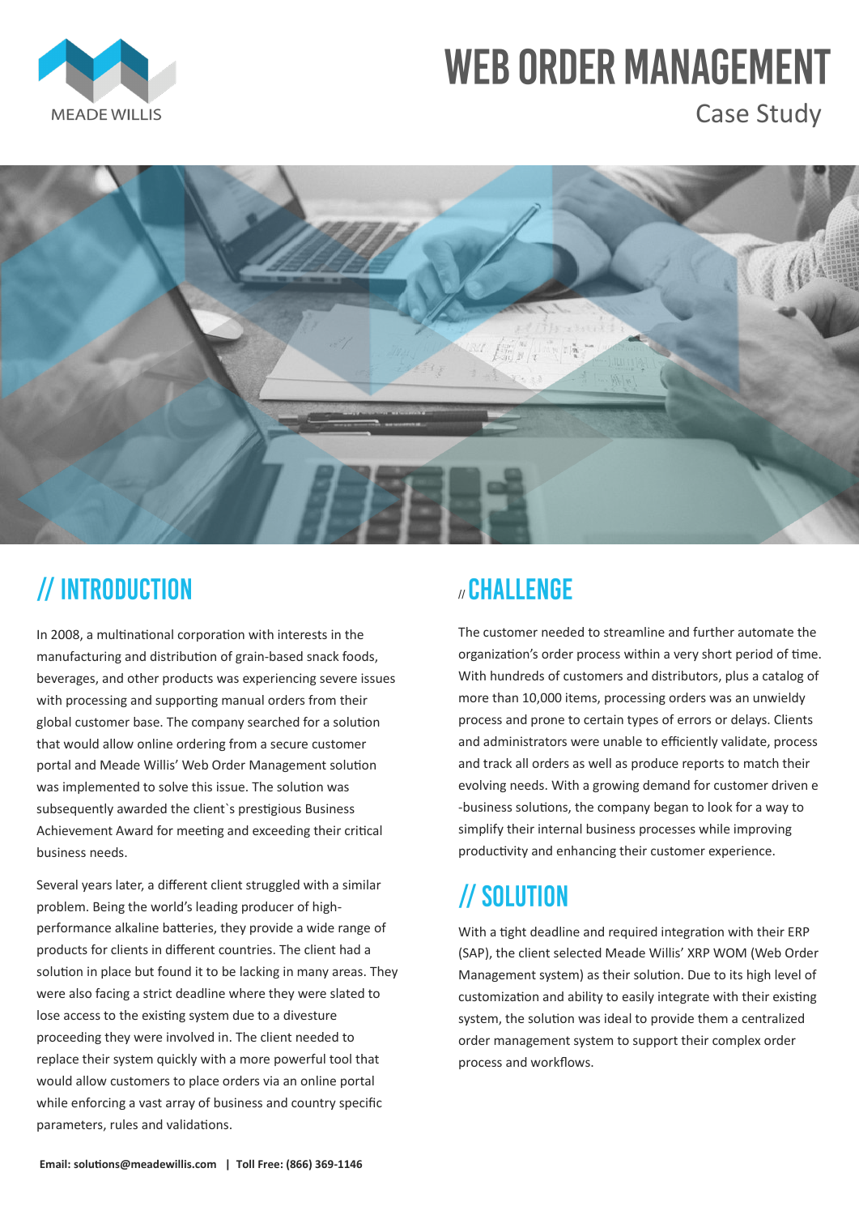MEADE WILLIS

# WEB ORDER MANAGEMENT

Case Study

## // INTRODUCTION

In 2008, a multinational corporation with interests in the manufacturing and distribution of grain-based snack foods, beverages, and other products was experiencing severe issues with processing and supporting manual orders from their global customer base. The company searched for a solution that would allow online ordering from a secure customer portal and Meade Willis' Web Order Management solution was implemented to solve this issue. The solution was subsequently awarded the client`s prestigious Business Achievement Award for meeting and exceeding their critical business needs.

Several years later, a different client struggled with a similar problem. Being the world's leading producer of high-performance alkaline batteries, they provide a wide range of products for clients in different countries. The client had a solution in place but found it to be lacking in many areas. They were also facing a strict deadline where they were slated to lose access to the existing system due to a divesture proceeding they were involved in. The client needed to replace their system quickly with a more powerful tool that would allow customers to place orders via an online portal while enforcing a vast array of business and country specific parameters, rules and validations.

## // CHALLENGE

The customer needed to streamline and further automate the organization's order process within a very short period of time. With hundreds of customers and distributors, plus a catalog of more than 10,000 items, processing orders was an unwieldy process and prone to certain types of errors or delays. Clients and administrators were unable to efficiently validate, process and track all orders as well as produce reports to match their evolving needs. With a growing demand for customer driven e-business solutions, the company began to look for a way to simplify their internal business processes while improving productivity and enhancing their customer experience.

## // SOLUTION

With a tight deadline and required integration with their ERP (SAP), the client selected Meade Willis' XRP WOM (Web Order Management system) as their solution. Due to its high level of customization and ability to easily integrate with their existing system, the solution was ideal to provide them a centralized order management system to support their complex order process and workflows.

**Email: solutions@meadewillis.com | Toll Free: (866) 369-1146**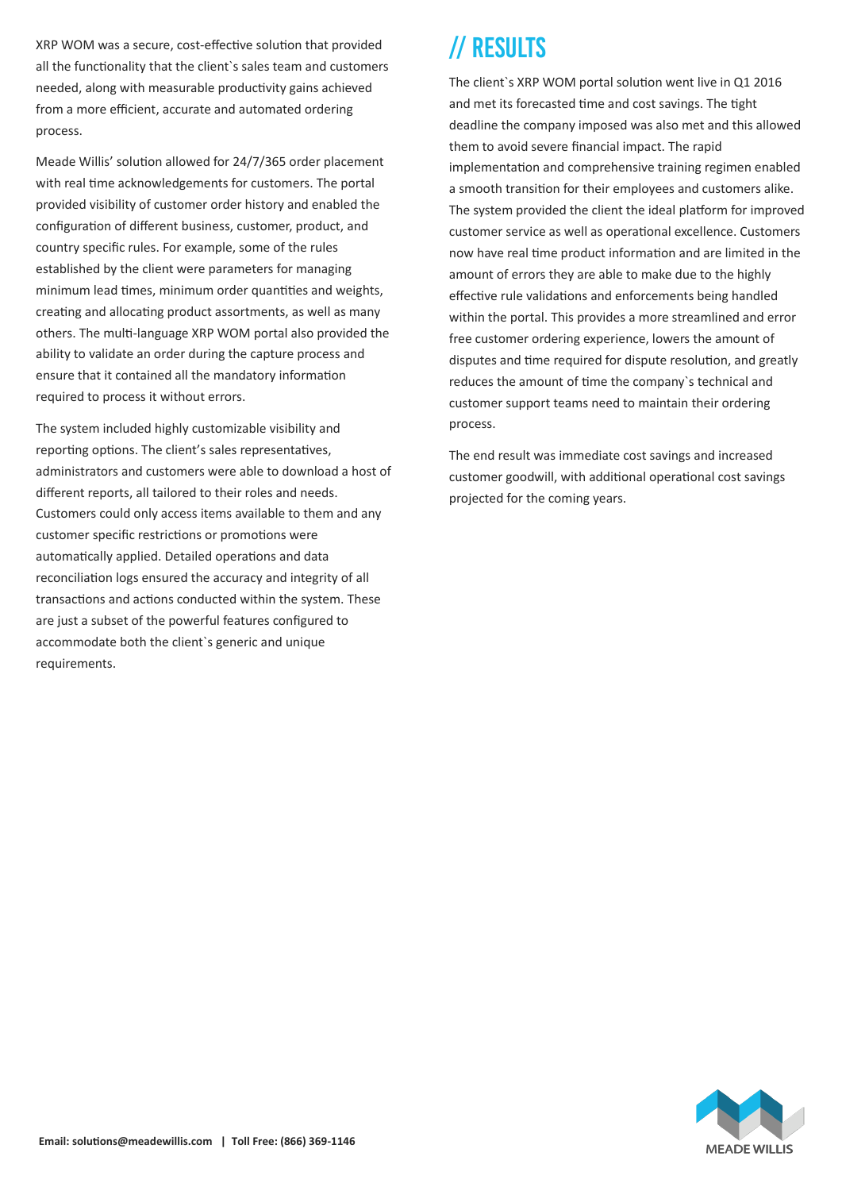XRP WOM was a secure, cost-effective solution that provided all the functionality that the client`s sales team and customers needed, along with measurable productivity gains achieved from a more efficient, accurate and automated ordering process.

Meade Willis' solution allowed for 24/7/365 order placement with real time acknowledgements for customers. The portal provided visibility of customer order history and enabled the configuration of different business, customer, product, and country specific rules. For example, some of the rules established by the client were parameters for managing minimum lead times, minimum order quantities and weights, creating and allocating product assortments, as well as many others. The multi-language XRP WOM portal also provided the ability to validate an order during the capture process and ensure that it contained all the mandatory information required to process it without errors.

The system included highly customizable visibility and reporting options. The client's sales representatives, administrators and customers were able to download a host of different reports, all tailored to their roles and needs. Customers could only access items available to them and any customer specific restrictions or promotions were automatically applied. Detailed operations and data reconciliation logs ensured the accuracy and integrity of all transactions and actions conducted within the system. These are just a subset of the powerful features configured to accommodate both the client`s generic and unique requirements.

# // RESULTS

The client`s XRP WOM portal solution went live in Q1 2016 and met its forecasted time and cost savings. The tight deadline the company imposed was also met and this allowed them to avoid severe financial impact. The rapid implementation and comprehensive training regimen enabled a smooth transition for their employees and customers alike. The system provided the client the ideal platform for improved customer service as well as operational excellence. Customers now have real time product information and are limited in the amount of errors they are able to make due to the highly effective rule validations and enforcements being handled within the portal. This provides a more streamlined and error free customer ordering experience, lowers the amount of disputes and time required for dispute resolution, and greatly reduces the amount of time the company`s technical and customer support teams need to maintain their ordering process.

The end result was immediate cost savings and increased customer goodwill, with additional operational cost savings projected for the coming years.

**Email: solutions@meadewillis.com | Toll Free: (866) 369-1146**

MEADE WILLIS